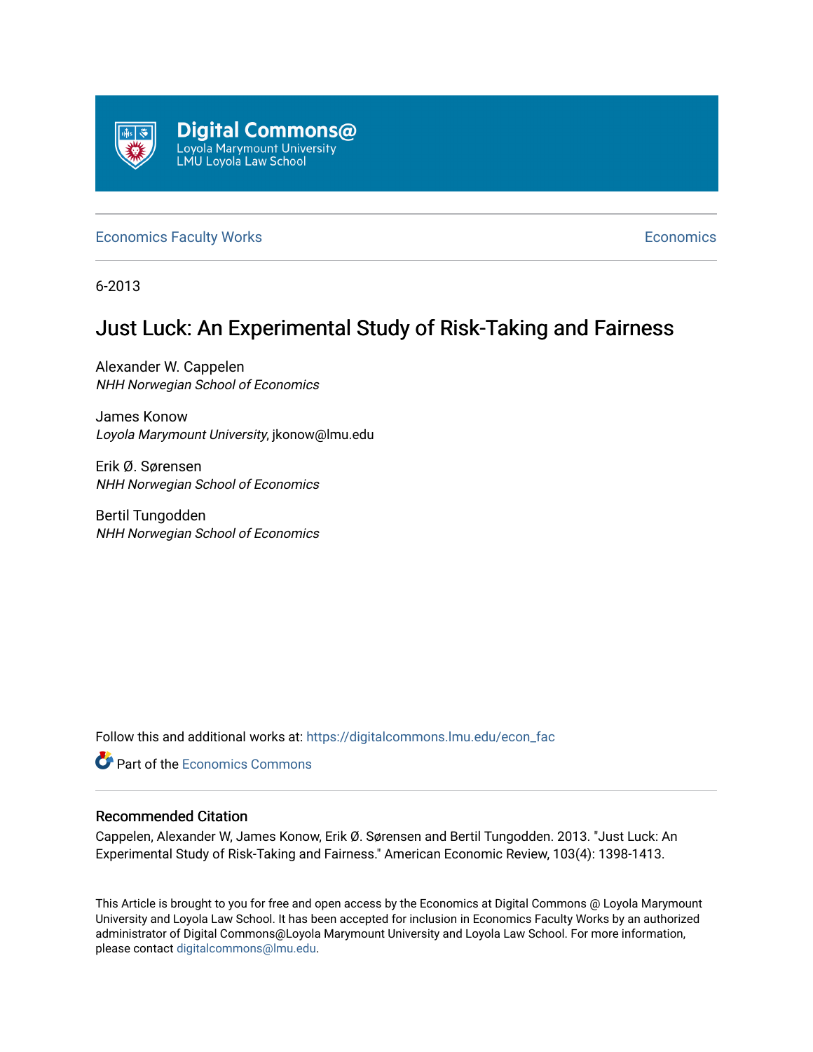Digital Commons@
Loyola Marymount University
LMU Loyola Law School

Economics Faculty Works | Economics

6-2013

# Just Luck: An Experimental Study of Risk-Taking and Fairness

Alexander W. Cappelen
*NHH Norwegian School of Economics*

James Konow
*Loyola Marymount University*, jkonow@lmu.edu

Erik Ø. Sørensen
*NHH Norwegian School of Economics*

Bertil Tungodden
*NHH Norwegian School of Economics*

Follow this and additional works at: https://digitalcommons.lmu.edu/econ_fac

Part of the Economics Commons

### Recommended Citation

Cappelen, Alexander W, James Konow, Erik Ø. Sørensen and Bertil Tungodden. 2013. "Just Luck: An Experimental Study of Risk-Taking and Fairness." American Economic Review, 103(4): 1398-1413.

This Article is brought to you for free and open access by the Economics at Digital Commons @ Loyola Marymount University and Loyola Law School. It has been accepted for inclusion in Economics Faculty Works by an authorized administrator of Digital Commons@Loyola Marymount University and Loyola Law School. For more information, please contact digitalcommons@lmu.edu.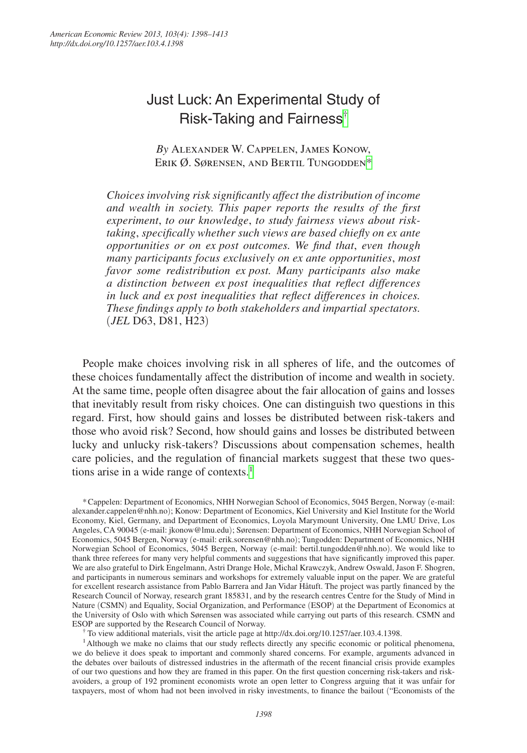# Just Luck: An Experimental Study of Risk-Taking and Fairness[†]

*By* Alexander W. Cappelen, James Konow, Erik Ø. Sørensen, and Bertil Tungodden[*]

*Choices involving risk significantly affect the distribution of income and wealth in society. This paper reports the results of the first experiment, to our knowledge, to study fairness views about risk-taking, specifically whether such views are based chiefly on ex ante opportunities or on ex post outcomes. We find that, even though many participants focus exclusively on ex ante opportunities, most favor some redistribution ex post. Many participants also make a distinction between ex post inequalities that reflect differences in luck and ex post inequalities that reflect differences in choices. These findings apply to both stakeholders and impartial spectators.* (*JEL* D63, D81, H23)

People make choices involving risk in all spheres of life, and the outcomes of these choices fundamentally affect the distribution of income and wealth in society. At the same time, people often disagree about the fair allocation of gains and losses that inevitably result from risky choices. One can distinguish two questions in this regard. First, how should gains and losses be distributed between risk-takers and those who avoid risk? Second, how should gains and losses be distributed between lucky and unlucky risk-takers? Discussions about compensation schemes, health care policies, and the regulation of financial markets suggest that these two questions arise in a wide range of contexts.[1]

[*] Cappelen: Department of Economics, NHH Norwegian School of Economics, 5045 Bergen, Norway (e-mail: alexander.cappelen@nhh.no); Konow: Department of Economics, Kiel University and Kiel Institute for the World Economy, Kiel, Germany, and Department of Economics, Loyola Marymount University, One LMU Drive, Los Angeles, CA 90045 (e-mail: jkonow@lmu.edu); Sørensen: Department of Economics, NHH Norwegian School of Economics, 5045 Bergen, Norway (e-mail: erik.sorensen@nhh.no); Tungodden: Department of Economics, NHH Norwegian School of Economics, 5045 Bergen, Norway (e-mail: bertil.tungodden@nhh.no). We would like to thank three referees for many very helpful comments and suggestions that have significantly improved this paper. We are also grateful to Dirk Engelmann, Astri Drange Hole, Michal Krawczyk, Andrew Oswald, Jason F. Shogren, and participants in numerous seminars and workshops for extremely valuable input on the paper. We are grateful for excellent research assistance from Pablo Barrera and Jan Vidar Håtuft. The project was partly financed by the Research Council of Norway, research grant 185831, and by the research centres Centre for the Study of Mind in Nature (CSMN) and Equality, Social Organization, and Performance (ESOP) at the Department of Economics at the University of Oslo with which Sørensen was associated while carrying out parts of this research. CSMN and ESOP are supported by the Research Council of Norway.

[†] To view additional materials, visit the article page at http://dx.doi.org/10.1257/aer.103.4.1398.

[1] Although we make no claims that our study reflects directly any specific economic or political phenomena, we do believe it does speak to important and commonly shared concerns. For example, arguments advanced in the debates over bailouts of distressed industries in the aftermath of the recent financial crisis provide examples of our two questions and how they are framed in this paper. On the first question concerning risk-takers and risk-avoiders, a group of 192 prominent economists wrote an open letter to Congress arguing that it was unfair for taxpayers, most of whom had not been involved in risky investments, to finance the bailout ("Economists of the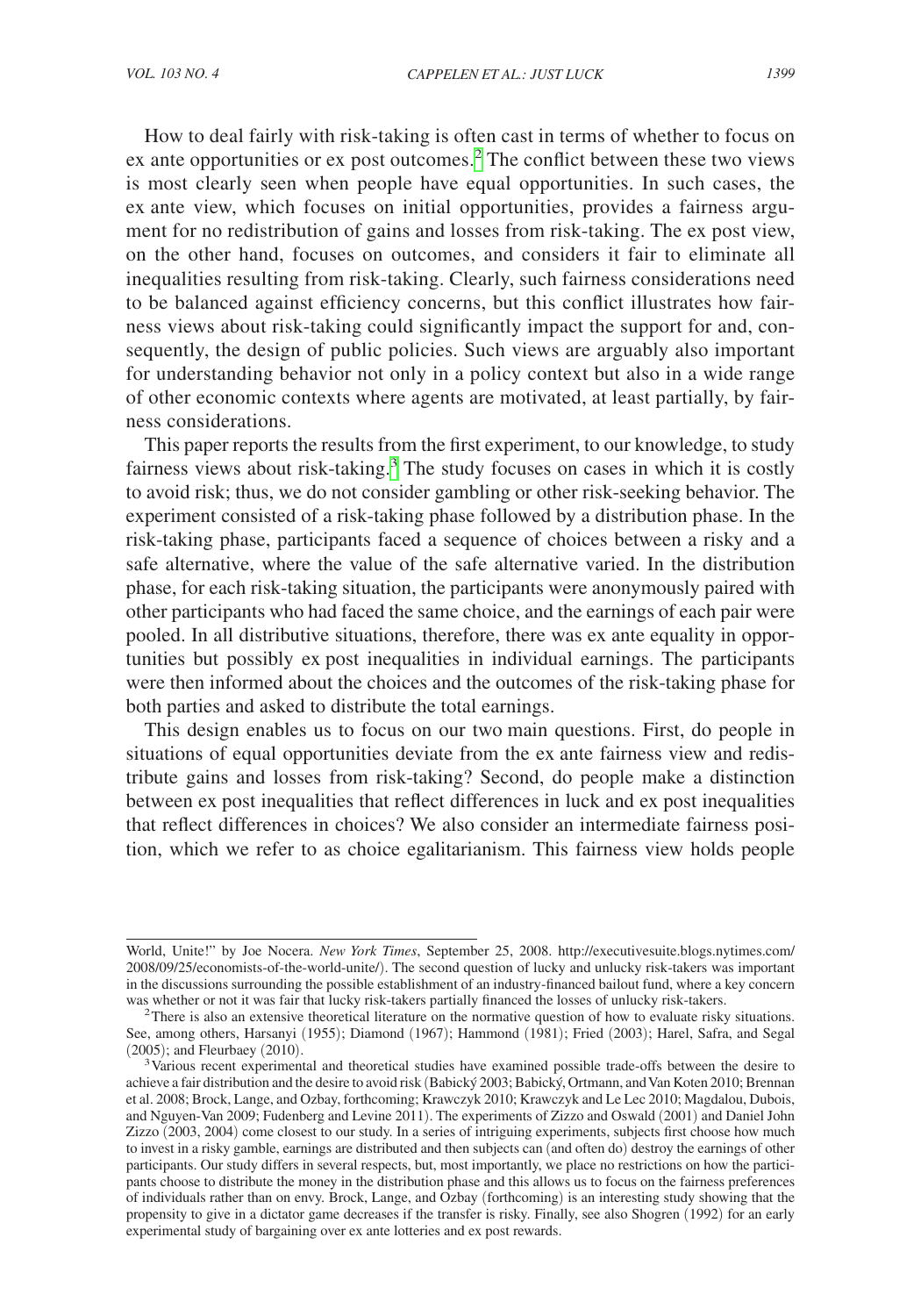How to deal fairly with risk-taking is often cast in terms of whether to focus on ex ante opportunities or ex post outcomes.[2] The conflict between these two views is most clearly seen when people have equal opportunities. In such cases, the ex ante view, which focuses on initial opportunities, provides a fairness argument for no redistribution of gains and losses from risk-taking. The ex post view, on the other hand, focuses on outcomes, and considers it fair to eliminate all inequalities resulting from risk-taking. Clearly, such fairness considerations need to be balanced against efficiency concerns, but this conflict illustrates how fairness views about risk-taking could significantly impact the support for and, consequently, the design of public policies. Such views are arguably also important for understanding behavior not only in a policy context but also in a wide range of other economic contexts where agents are motivated, at least partially, by fairness considerations.

This paper reports the results from the first experiment, to our knowledge, to study fairness views about risk-taking.[3] The study focuses on cases in which it is costly to avoid risk; thus, we do not consider gambling or other risk-seeking behavior. The experiment consisted of a risk-taking phase followed by a distribution phase. In the risk-taking phase, participants faced a sequence of choices between a risky and a safe alternative, where the value of the safe alternative varied. In the distribution phase, for each risk-taking situation, the participants were anonymously paired with other participants who had faced the same choice, and the earnings of each pair were pooled. In all distributive situations, therefore, there was ex ante equality in opportunities but possibly ex post inequalities in individual earnings. The participants were then informed about the choices and the outcomes of the risk-taking phase for both parties and asked to distribute the total earnings.

This design enables us to focus on our two main questions. First, do people in situations of equal opportunities deviate from the ex ante fairness view and redistribute gains and losses from risk-taking? Second, do people make a distinction between ex post inequalities that reflect differences in luck and ex post inequalities that reflect differences in choices? We also consider an intermediate fairness position, which we refer to as choice egalitarianism. This fairness view holds people

---

World, Unite!" by Joe Nocera. *New York Times*, September 25, 2008. http://executivesuite.blogs.nytimes.com/2008/09/25/economists-of-the-world-unite/). The second question of lucky and unlucky risk-takers was important in the discussions surrounding the possible establishment of an industry-financed bailout fund, where a key concern was whether or not it was fair that lucky risk-takers partially financed the losses of unlucky risk-takers.

[2] There is also an extensive theoretical literature on the normative question of how to evaluate risky situations. See, among others, Harsanyi (1955); Diamond (1967); Hammond (1981); Fried (2003); Harel, Safra, and Segal (2005); and Fleurbaey (2010).

[3] Various recent experimental and theoretical studies have examined possible trade-offs between the desire to achieve a fair distribution and the desire to avoid risk (Babický 2003; Babický, Ortmann, and Van Koten 2010; Brennan et al. 2008; Brock, Lange, and Ozbay, forthcoming; Krawczyk 2010; Krawczyk and Le Lec 2010; Magdalou, Dubois, and Nguyen-Van 2009; Fudenberg and Levine 2011). The experiments of Zizzo and Oswald (2001) and Daniel John Zizzo (2003, 2004) come closest to our study. In a series of intriguing experiments, subjects first choose how much to invest in a risky gamble, earnings are distributed and then subjects can (and often do) destroy the earnings of other participants. Our study differs in several respects, but, most importantly, we place no restrictions on how the participants choose to distribute the money in the distribution phase and this allows us to focus on the fairness preferences of individuals rather than on envy. Brock, Lange, and Ozbay (forthcoming) is an interesting study showing that the propensity to give in a dictator game decreases if the transfer is risky. Finally, see also Shogren (1992) for an early experimental study of bargaining over ex ante lotteries and ex post rewards.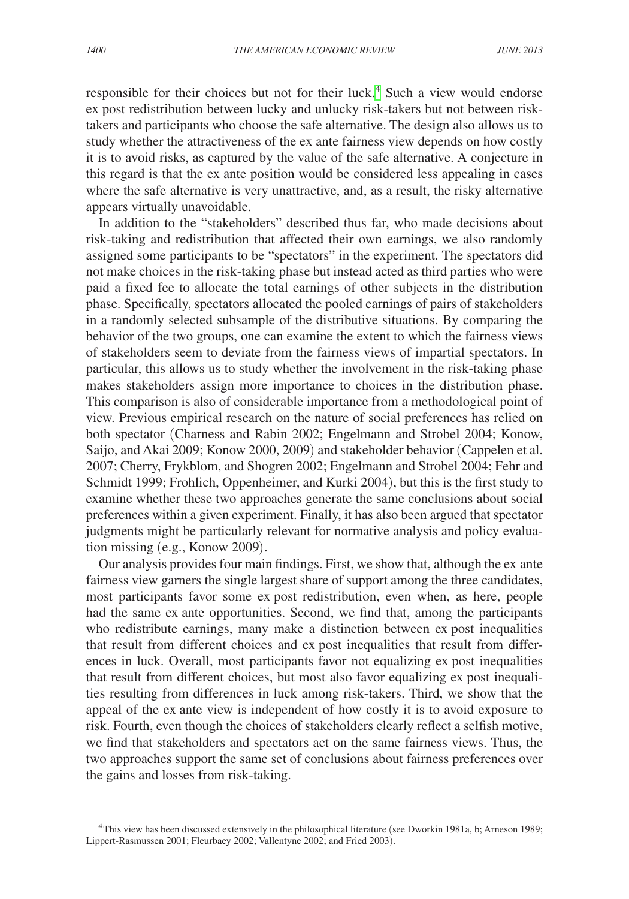responsible for their choices but not for their luck.[4] Such a view would endorse ex post redistribution between lucky and unlucky risk-takers but not between risk-takers and participants who choose the safe alternative. The design also allows us to study whether the attractiveness of the ex ante fairness view depends on how costly it is to avoid risks, as captured by the value of the safe alternative. A conjecture in this regard is that the ex ante position would be considered less appealing in cases where the safe alternative is very unattractive, and, as a result, the risky alternative appears virtually unavoidable.

In addition to the "stakeholders" described thus far, who made decisions about risk-taking and redistribution that affected their own earnings, we also randomly assigned some participants to be "spectators" in the experiment. The spectators did not make choices in the risk-taking phase but instead acted as third parties who were paid a fixed fee to allocate the total earnings of other subjects in the distribution phase. Specifically, spectators allocated the pooled earnings of pairs of stakeholders in a randomly selected subsample of the distributive situations. By comparing the behavior of the two groups, one can examine the extent to which the fairness views of stakeholders seem to deviate from the fairness views of impartial spectators. In particular, this allows us to study whether the involvement in the risk-taking phase makes stakeholders assign more importance to choices in the distribution phase. This comparison is also of considerable importance from a methodological point of view. Previous empirical research on the nature of social preferences has relied on both spectator (Charness and Rabin 2002; Engelmann and Strobel 2004; Konow, Saijo, and Akai 2009; Konow 2000, 2009) and stakeholder behavior (Cappelen et al. 2007; Cherry, Frykblom, and Shogren 2002; Engelmann and Strobel 2004; Fehr and Schmidt 1999; Frohlich, Oppenheimer, and Kurki 2004), but this is the first study to examine whether these two approaches generate the same conclusions about social preferences within a given experiment. Finally, it has also been argued that spectator judgments might be particularly relevant for normative analysis and policy evaluation missing (e.g., Konow 2009).

Our analysis provides four main findings. First, we show that, although the ex ante fairness view garners the single largest share of support among the three candidates, most participants favor some ex post redistribution, even when, as here, people had the same ex ante opportunities. Second, we find that, among the participants who redistribute earnings, many make a distinction between ex post inequalities that result from different choices and ex post inequalities that result from differences in luck. Overall, most participants favor not equalizing ex post inequalities that result from different choices, but most also favor equalizing ex post inequalities resulting from differences in luck among risk-takers. Third, we show that the appeal of the ex ante view is independent of how costly it is to avoid exposure to risk. Fourth, even though the choices of stakeholders clearly reflect a selfish motive, we find that stakeholders and spectators act on the same fairness views. Thus, the two approaches support the same set of conclusions about fairness preferences over the gains and losses from risk-taking.

[4] This view has been discussed extensively in the philosophical literature (see Dworkin 1981a, b; Arneson 1989; Lippert-Rasmussen 2001; Fleurbaey 2002; Vallentyne 2002; and Fried 2003).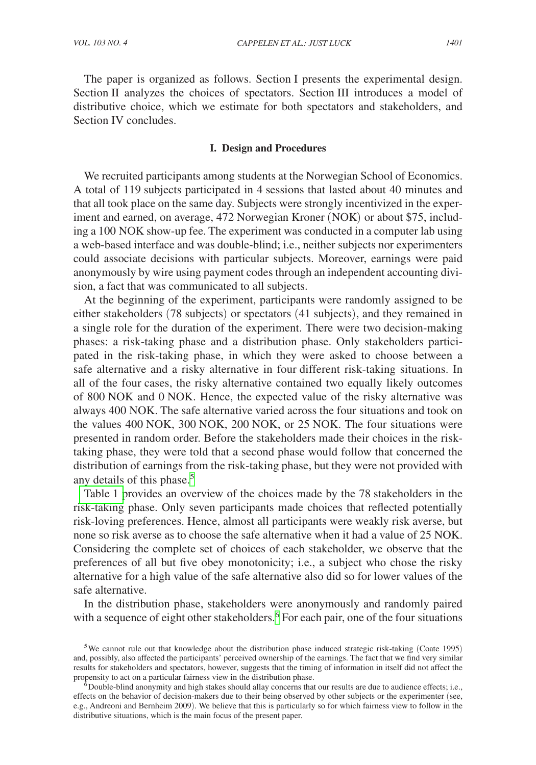The paper is organized as follows. Section I presents the experimental design. Section II analyzes the choices of spectators. Section III introduces a model of distributive choice, which we estimate for both spectators and stakeholders, and Section IV concludes.

## I. Design and Procedures

We recruited participants among students at the Norwegian School of Economics. A total of 119 subjects participated in 4 sessions that lasted about 40 minutes and that all took place on the same day. Subjects were strongly incentivized in the experiment and earned, on average, 472 Norwegian Kroner (NOK) or about $75, including a 100 NOK show-up fee. The experiment was conducted in a computer lab using a web-based interface and was double-blind; i.e., neither subjects nor experimenters could associate decisions with particular subjects. Moreover, earnings were paid anonymously by wire using payment codes through an independent accounting division, a fact that was communicated to all subjects.

At the beginning of the experiment, participants were randomly assigned to be either stakeholders (78 subjects) or spectators (41 subjects), and they remained in a single role for the duration of the experiment. There were two decision-making phases: a risk-taking phase and a distribution phase. Only stakeholders participated in the risk-taking phase, in which they were asked to choose between a safe alternative and a risky alternative in four different risk-taking situations. In all of the four cases, the risky alternative contained two equally likely outcomes of 800 NOK and 0 NOK. Hence, the expected value of the risky alternative was always 400 NOK. The safe alternative varied across the four situations and took on the values 400 NOK, 300 NOK, 200 NOK, or 25 NOK. The four situations were presented in random order. Before the stakeholders made their choices in the risk-taking phase, they were told that a second phase would follow that concerned the distribution of earnings from the risk-taking phase, but they were not provided with any details of this phase.[5]

Table 1 provides an overview of the choices made by the 78 stakeholders in the risk-taking phase. Only seven participants made choices that reflected potentially risk-loving preferences. Hence, almost all participants were weakly risk averse, but none so risk averse as to choose the safe alternative when it had a value of 25 NOK. Considering the complete set of choices of each stakeholder, we observe that the preferences of all but five obey monotonicity; i.e., a subject who chose the risky alternative for a high value of the safe alternative also did so for lower values of the safe alternative.

In the distribution phase, stakeholders were anonymously and randomly paired with a sequence of eight other stakeholders.[6] For each pair, one of the four situations

[5] We cannot rule out that knowledge about the distribution phase induced strategic risk-taking (Coate 1995) and, possibly, also affected the participants' perceived ownership of the earnings. The fact that we find very similar results for stakeholders and spectators, however, suggests that the timing of information in itself did not affect the propensity to act on a particular fairness view in the distribution phase.

[6] Double-blind anonymity and high stakes should allay concerns that our results are due to audience effects; i.e., effects on the behavior of decision-makers due to their being observed by other subjects or the experimenter (see, e.g., Andreoni and Bernheim 2009). We believe that this is particularly so for which fairness view to follow in the distributive situations, which is the main focus of the present paper.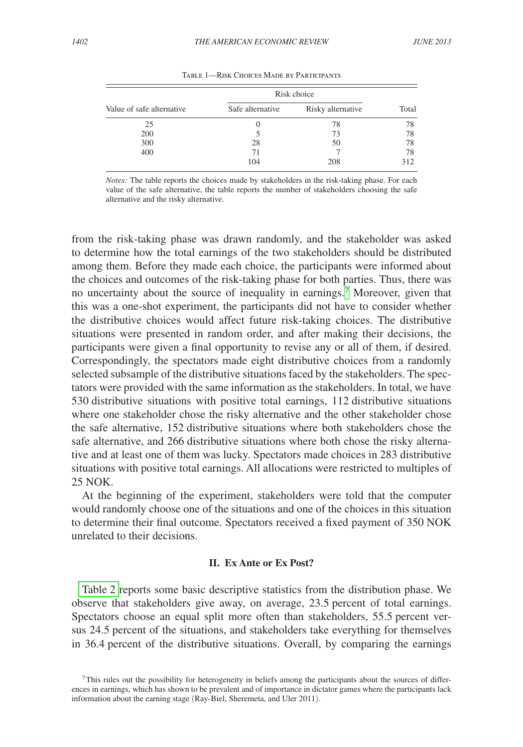Table 1—Risk Choices Made by Participants

| Value of safe alternative | Risk choice | | Total |
|---|---|---|---|
| | Safe alternative | Risky alternative | |
| 25 | 0 | 78 | 78 |
| 200 | 5 | 73 | 78 |
| 300 | 28 | 50 | 78 |
| 400 | 71 | 7 | 78 |
| | 104 | 208 | 312 |

*Notes:* The table reports the choices made by stakeholders in the risk-taking phase. For each value of the safe alternative, the table reports the number of stakeholders choosing the safe alternative and the risky alternative.

from the risk-taking phase was drawn randomly, and the stakeholder was asked to determine how the total earnings of the two stakeholders should be distributed among them. Before they made each choice, the participants were informed about the choices and outcomes of the risk-taking phase for both parties. Thus, there was no uncertainty about the source of inequality in earnings.[7] Moreover, given that this was a one-shot experiment, the participants did not have to consider whether the distributive choices would affect future risk-taking choices. The distributive situations were presented in random order, and after making their decisions, the participants were given a final opportunity to revise any or all of them, if desired. Correspondingly, the spectators made eight distributive choices from a randomly selected subsample of the distributive situations faced by the stakeholders. The spectators were provided with the same information as the stakeholders. In total, we have 530 distributive situations with positive total earnings, 112 distributive situations where one stakeholder chose the risky alternative and the other stakeholder chose the safe alternative, 152 distributive situations where both stakeholders chose the safe alternative, and 266 distributive situations where both chose the risky alternative and at least one of them was lucky. Spectators made choices in 283 distributive situations with positive total earnings. All allocations were restricted to multiples of 25 NOK.

At the beginning of the experiment, stakeholders were told that the computer would randomly choose one of the situations and one of the choices in this situation to determine their final outcome. Spectators received a fixed payment of 350 NOK unrelated to their decisions.

## II. Ex Ante or Ex Post?

Table 2 reports some basic descriptive statistics from the distribution phase. We observe that stakeholders give away, on average, 23.5 percent of total earnings. Spectators choose an equal split more often than stakeholders, 55.5 percent versus 24.5 percent of the situations, and stakeholders take everything for themselves in 36.4 percent of the distributive situations. Overall, by comparing the earnings

[7] This rules out the possibility for heterogeneity in beliefs among the participants about the sources of differences in earnings, which has shown to be prevalent and of importance in dictator games where the participants lack information about the earning stage (Ray-Biel, Sheremeta, and Uler 2011).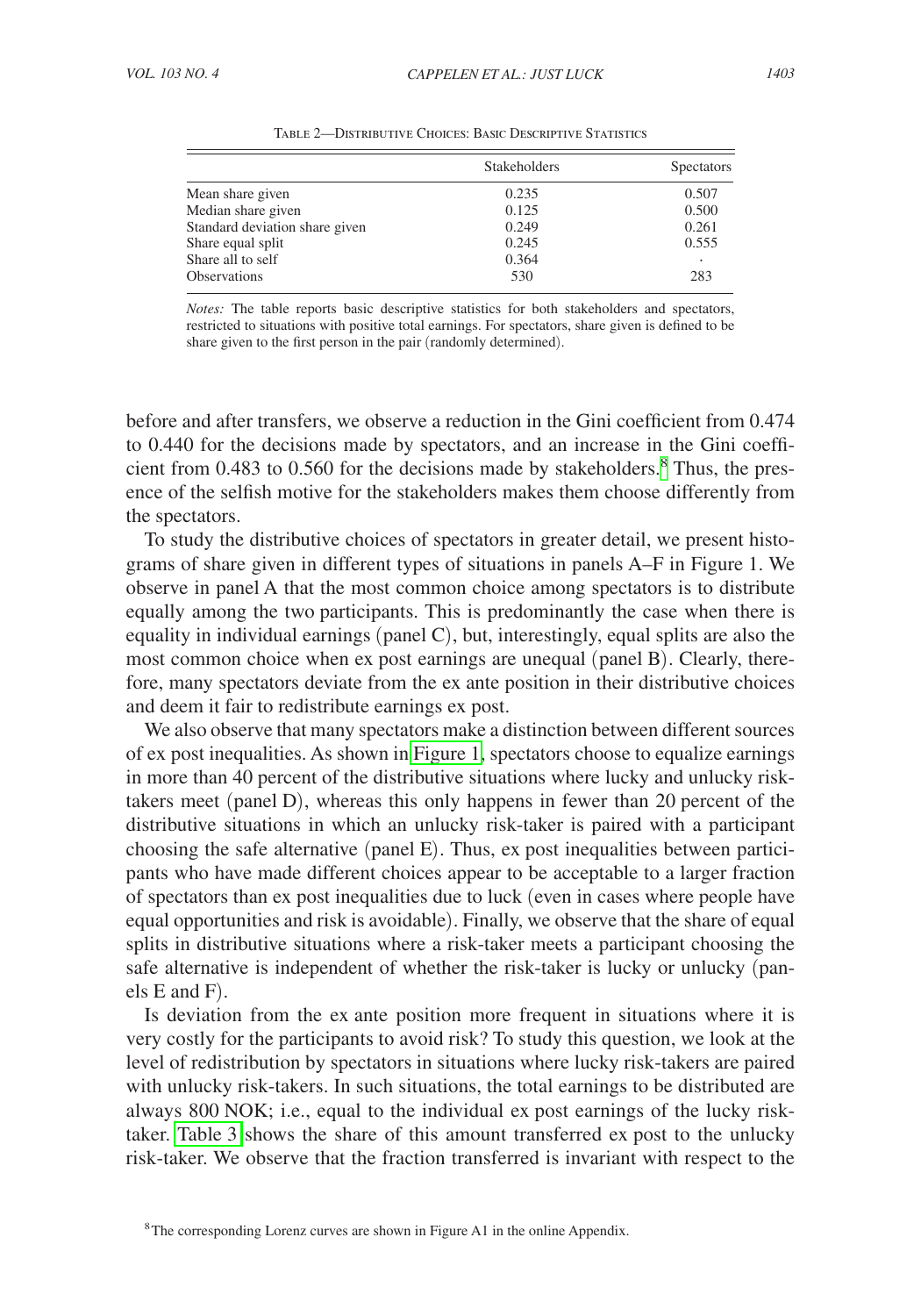Table 2—Distributive Choices: Basic Descriptive Statistics

| | Stakeholders | Spectators |
|---|---|---|
| Mean share given | 0.235 | 0.507 |
| Median share given | 0.125 | 0.500 |
| Standard deviation share given | 0.249 | 0.261 |
| Share equal split | 0.245 | 0.555 |
| Share all to self | 0.364 | · |
| Observations | 530 | 283 |

*Notes:* The table reports basic descriptive statistics for both stakeholders and spectators, restricted to situations with positive total earnings. For spectators, share given is defined to be share given to the first person in the pair (randomly determined).

before and after transfers, we observe a reduction in the Gini coefficient from 0.474 to 0.440 for the decisions made by spectators, and an increase in the Gini coefficient from 0.483 to 0.560 for the decisions made by stakeholders.[8] Thus, the presence of the selfish motive for the stakeholders makes them choose differently from the spectators.

To study the distributive choices of spectators in greater detail, we present histograms of share given in different types of situations in panels A–F in Figure 1. We observe in panel A that the most common choice among spectators is to distribute equally among the two participants. This is predominantly the case when there is equality in individual earnings (panel C), but, interestingly, equal splits are also the most common choice when ex post earnings are unequal (panel B). Clearly, therefore, many spectators deviate from the ex ante position in their distributive choices and deem it fair to redistribute earnings ex post.

We also observe that many spectators make a distinction between different sources of ex post inequalities. As shown in Figure 1, spectators choose to equalize earnings in more than 40 percent of the distributive situations where lucky and unlucky risk-takers meet (panel D), whereas this only happens in fewer than 20 percent of the distributive situations in which an unlucky risk-taker is paired with a participant choosing the safe alternative (panel E). Thus, ex post inequalities between participants who have made different choices appear to be acceptable to a larger fraction of spectators than ex post inequalities due to luck (even in cases where people have equal opportunities and risk is avoidable). Finally, we observe that the share of equal splits in distributive situations where a risk-taker meets a participant choosing the safe alternative is independent of whether the risk-taker is lucky or unlucky (panels E and F).

Is deviation from the ex ante position more frequent in situations where it is very costly for the participants to avoid risk? To study this question, we look at the level of redistribution by spectators in situations where lucky risk-takers are paired with unlucky risk-takers. In such situations, the total earnings to be distributed are always 800 NOK; i.e., equal to the individual ex post earnings of the lucky risk-taker. Table 3 shows the share of this amount transferred ex post to the unlucky risk-taker. We observe that the fraction transferred is invariant with respect to the

[8] The corresponding Lorenz curves are shown in Figure A1 in the online Appendix.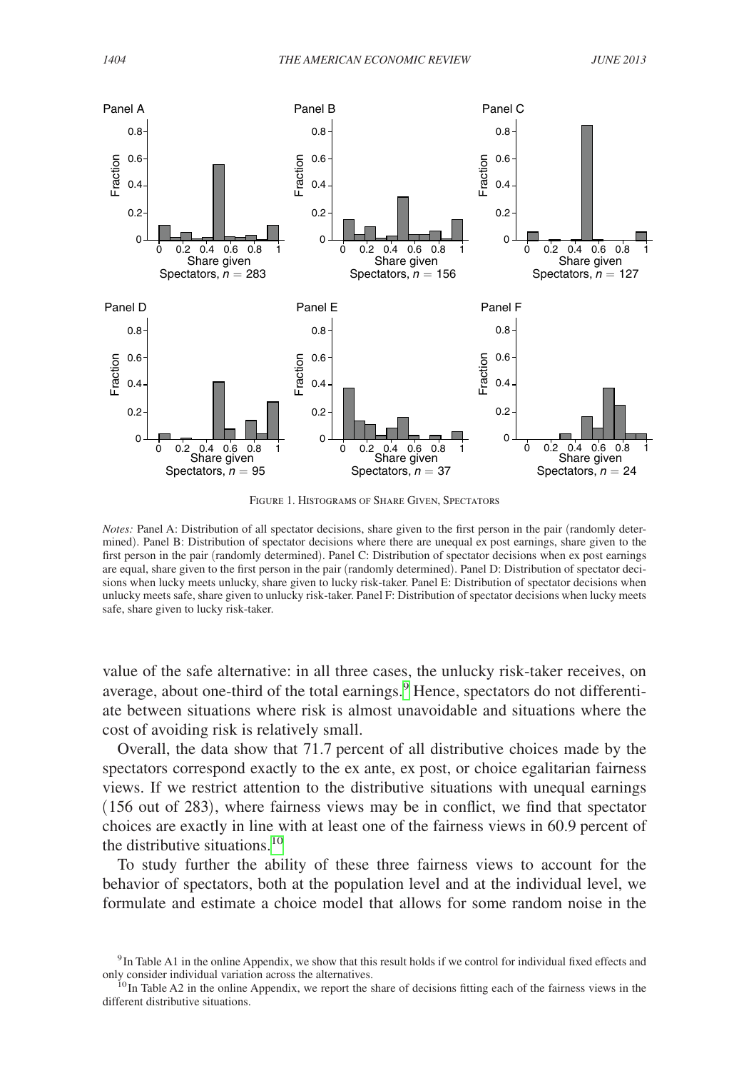FIGURE 1. HISTOGRAMS OF SHARE GIVEN, SPECTATORS

*Notes:* Panel A: Distribution of all spectator decisions, share given to the first person in the pair (randomly determined). Panel B: Distribution of spectator decisions where there are unequal ex post earnings, share given to the first person in the pair (randomly determined). Panel C: Distribution of spectator decisions when ex post earnings are equal, share given to the first person in the pair (randomly determined). Panel D: Distribution of spectator decisions when lucky meets unlucky, share given to lucky risk-taker. Panel E: Distribution of spectator decisions when unlucky meets safe, share given to unlucky risk-taker. Panel F: Distribution of spectator decisions when lucky meets safe, share given to lucky risk-taker.

value of the safe alternative: in all three cases, the unlucky risk-taker receives, on average, about one-third of the total earnings.[9] Hence, spectators do not differentiate between situations where risk is almost unavoidable and situations where the cost of avoiding risk is relatively small.

Overall, the data show that 71.7 percent of all distributive choices made by the spectators correspond exactly to the ex ante, ex post, or choice egalitarian fairness views. If we restrict attention to the distributive situations with unequal earnings (156 out of 283), where fairness views may be in conflict, we find that spectator choices are exactly in line with at least one of the fairness views in 60.9 percent of the distributive situations.[10]

To study further the ability of these three fairness views to account for the behavior of spectators, both at the population level and at the individual level, we formulate and estimate a choice model that allows for some random noise in the

[9] In Table A1 in the online Appendix, we show that this result holds if we control for individual fixed effects and only consider individual variation across the alternatives.

[10] In Table A2 in the online Appendix, we report the share of decisions fitting each of the fairness views in the different distributive situations.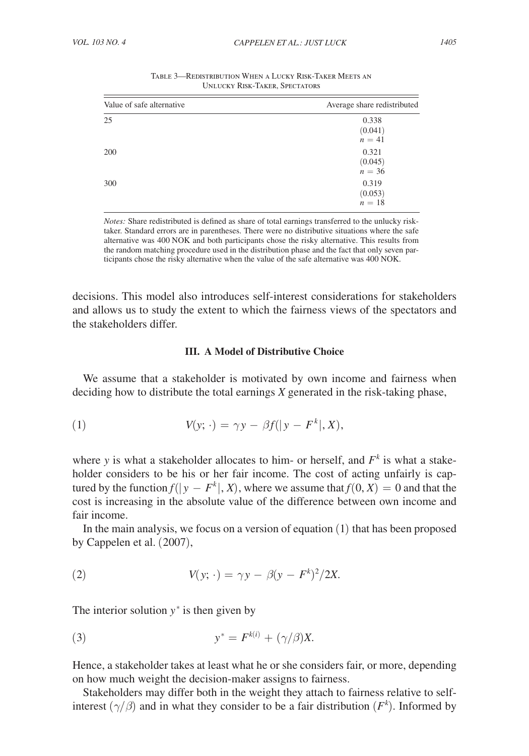Table 3—Redistribution When a Lucky Risk-Taker Meets an Unlucky Risk-Taker, Spectators

| Value of safe alternative | Average share redistributed |
|---|---|
| 25 | 0.338 (0.041) $n = 41$ |
| 200 | 0.321 (0.045) $n = 36$ |
| 300 | 0.319 (0.053) $n = 18$ |

*Notes:* Share redistributed is defined as share of total earnings transferred to the unlucky risk-taker. Standard errors are in parentheses. There were no distributive situations where the safe alternative was 400 NOK and both participants chose the risky alternative. This results from the random matching procedure used in the distribution phase and the fact that only seven participants chose the risky alternative when the value of the safe alternative was 400 NOK.

decisions. This model also introduces self-interest considerations for stakeholders and allows us to study the extent to which the fairness views of the spectators and the stakeholders differ.

### III. A Model of Distributive Choice

We assume that a stakeholder is motivated by own income and fairness when deciding how to distribute the total earnings $X$ generated in the risk-taking phase,

$$V(y; \cdot) = \gamma y - \beta f(|y - F^k|, X), \tag{1}$$

where $y$ is what a stakeholder allocates to him- or herself, and $F^k$ is what a stakeholder considers to be his or her fair income. The cost of acting unfairly is captured by the function $f(|y - F^k|, X)$, where we assume that $f(0, X) = 0$ and that the cost is increasing in the absolute value of the difference between own income and fair income.

In the main analysis, we focus on a version of equation (1) that has been proposed by Cappelen et al. (2007),

$$V(y; \cdot) = \gamma y - \beta(y - F^k)^2/2X. \tag{2}$$

The interior solution $y^*$ is then given by

$$y^* = F^{k(i)} + (\gamma/\beta)X. \tag{3}$$

Hence, a stakeholder takes at least what he or she considers fair, or more, depending on how much weight the decision-maker assigns to fairness.

Stakeholders may differ both in the weight they attach to fairness relative to self-interest $(\gamma/\beta)$ and in what they consider to be a fair distribution $(F^k)$. Informed by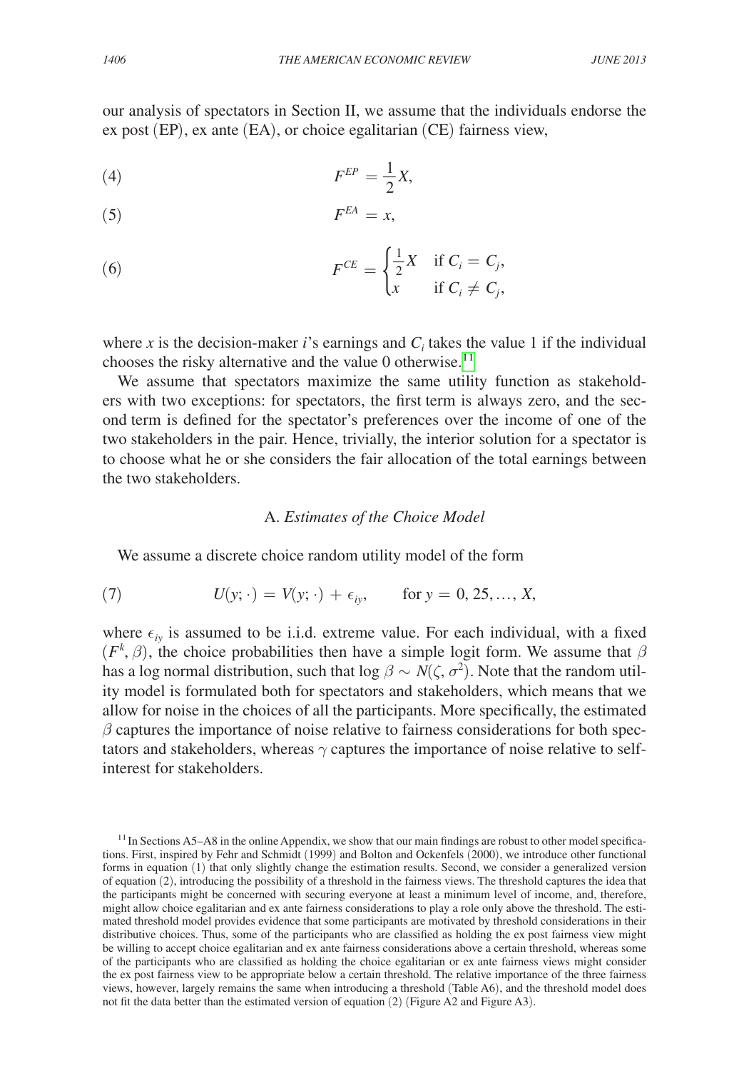our analysis of spectators in Section II, we assume that the individuals endorse the ex post (EP), ex ante (EA), or choice egalitarian (CE) fairness view,

$$F^{EP} = \frac{1}{2}X, \tag{4}$$

$$F^{EA} = x, \tag{5}$$

$$F^{CE} = \begin{cases} \frac{1}{2}X & \text{if } C_i = C_j, \\ x & \text{if } C_i \neq C_j, \end{cases} \tag{6}$$

where $x$ is the decision-maker $i$'s earnings and $C_i$ takes the value 1 if the individual chooses the risky alternative and the value 0 otherwise.[11]

We assume that spectators maximize the same utility function as stakeholders with two exceptions: for spectators, the first term is always zero, and the second term is defined for the spectator's preferences over the income of one of the two stakeholders in the pair. Hence, trivially, the interior solution for a spectator is to choose what he or she considers the fair allocation of the total earnings between the two stakeholders.

### A. *Estimates of the Choice Model*

We assume a discrete choice random utility model of the form

$$U(y; \cdot) = V(y; \cdot) + \epsilon_{iy}, \qquad \text{for } y = 0, 25, \ldots, X, \tag{7}$$

where $\epsilon_{iy}$ is assumed to be i.i.d. extreme value. For each individual, with a fixed $(F^k, \beta)$, the choice probabilities then have a simple logit form. We assume that $\beta$ has a log normal distribution, such that $\log \beta \sim N(\zeta, \sigma^2)$. Note that the random utility model is formulated both for spectators and stakeholders, which means that we allow for noise in the choices of all the participants. More specifically, the estimated $\beta$ captures the importance of noise relative to fairness considerations for both spectators and stakeholders, whereas $\gamma$ captures the importance of noise relative to self-interest for stakeholders.

[11] In Sections A5–A8 in the online Appendix, we show that our main findings are robust to other model specifications. First, inspired by Fehr and Schmidt (1999) and Bolton and Ockenfels (2000), we introduce other functional forms in equation (1) that only slightly change the estimation results. Second, we consider a generalized version of equation (2), introducing the possibility of a threshold in the fairness views. The threshold captures the idea that the participants might be concerned with securing everyone at least a minimum level of income, and, therefore, might allow choice egalitarian and ex ante fairness considerations to play a role only above the threshold. The estimated threshold model provides evidence that some participants are motivated by threshold considerations in their distributive choices. Thus, some of the participants who are classified as holding the ex post fairness view might be willing to accept choice egalitarian and ex ante fairness considerations above a certain threshold, whereas some of the participants who are classified as holding the choice egalitarian or ex ante fairness views might consider the ex post fairness view to be appropriate below a certain threshold. The relative importance of the three fairness views, however, largely remains the same when introducing a threshold (Table A6), and the threshold model does not fit the data better than the estimated version of equation (2) (Figure A2 and Figure A3).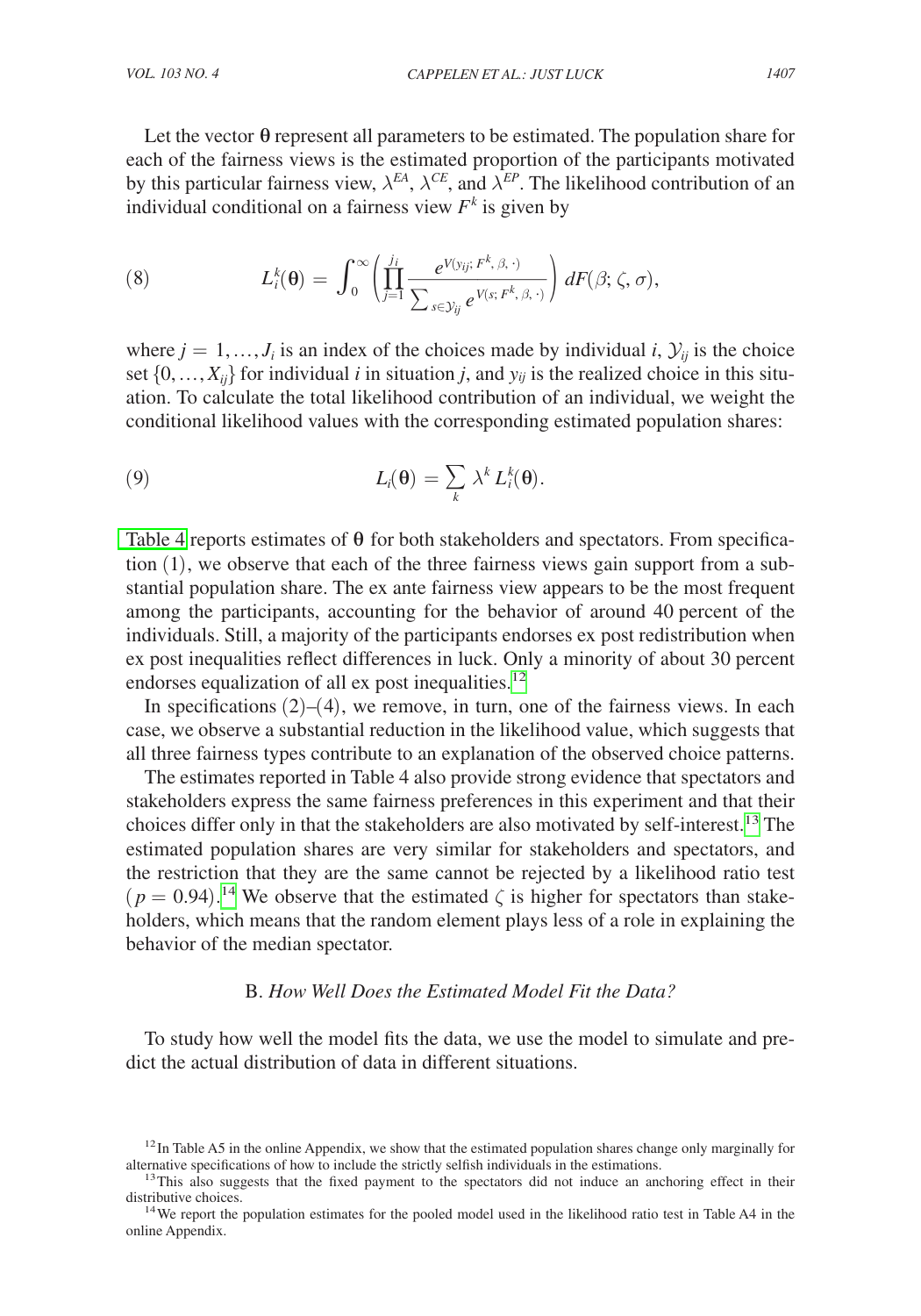Let the vector $\boldsymbol{\theta}$ represent all parameters to be estimated. The population share for each of the fairness views is the estimated proportion of the participants motivated by this particular fairness view, $\lambda^{EA}$, $\lambda^{CE}$, and $\lambda^{EP}$. The likelihood contribution of an individual conditional on a fairness view $F^k$ is given by

$$L_i^k(\boldsymbol{\theta}) = \int_0^\infty \left( \prod_{j=1}^{j_i} \frac{e^{V(y_{ij};\, F^k,\, \beta,\, \cdot)}}{\sum_{s \in \mathcal{Y}_{ij}} e^{V(s;\, F^k,\, \beta,\, \cdot)}} \right) dF(\beta; \zeta, \sigma), \tag{8}$$

where $j = 1, \ldots, J_i$ is an index of the choices made by individual $i$, $\mathcal{Y}_{ij}$ is the choice set $\{0, \ldots, X_{ij}\}$ for individual $i$ in situation $j$, and $y_{ij}$ is the realized choice in this situation. To calculate the total likelihood contribution of an individual, we weight the conditional likelihood values with the corresponding estimated population shares:

$$L_i(\boldsymbol{\theta}) = \sum_k \lambda^k L_i^k(\boldsymbol{\theta}). \tag{9}$$

Table 4 reports estimates of $\boldsymbol{\theta}$ for both stakeholders and spectators. From specification (1), we observe that each of the three fairness views gain support from a substantial population share. The ex ante fairness view appears to be the most frequent among the participants, accounting for the behavior of around 40 percent of the individuals. Still, a majority of the participants endorses ex post redistribution when ex post inequalities reflect differences in luck. Only a minority of about 30 percent endorses equalization of all ex post inequalities.[12]

In specifications (2)–(4), we remove, in turn, one of the fairness views. In each case, we observe a substantial reduction in the likelihood value, which suggests that all three fairness types contribute to an explanation of the observed choice patterns.

The estimates reported in Table 4 also provide strong evidence that spectators and stakeholders express the same fairness preferences in this experiment and that their choices differ only in that the stakeholders are also motivated by self-interest.[13] The estimated population shares are very similar for stakeholders and spectators, and the restriction that they are the same cannot be rejected by a likelihood ratio test ($p = 0.94$).[14] We observe that the estimated $\zeta$ is higher for spectators than stakeholders, which means that the random element plays less of a role in explaining the behavior of the median spectator.

### B. *How Well Does the Estimated Model Fit the Data?*

To study how well the model fits the data, we use the model to simulate and predict the actual distribution of data in different situations.

[12] In Table A5 in the online Appendix, we show that the estimated population shares change only marginally for alternative specifications of how to include the strictly selfish individuals in the estimations.

[13] This also suggests that the fixed payment to the spectators did not induce an anchoring effect in their distributive choices.

[14] We report the population estimates for the pooled model used in the likelihood ratio test in Table A4 in the online Appendix.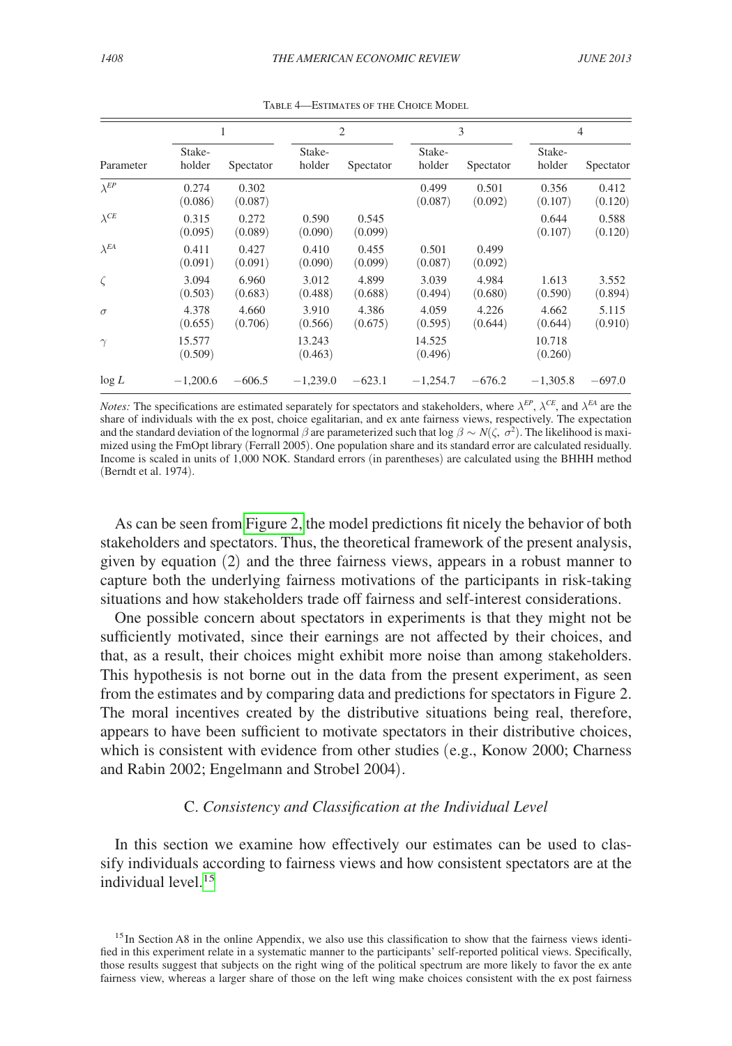Table 4—Estimates of the Choice Model

| | 1 | | 2 | | 3 | | 4 | |
|---|---|---|---|---|---|---|---|---|
| Parameter | Stake-holder | Spectator | Stake-holder | Spectator | Stake-holder | Spectator | Stake-holder | Spectator |
| $\lambda^{EP}$ | 0.274 (0.086) | 0.302 (0.087) | | | 0.499 (0.087) | 0.501 (0.092) | 0.356 (0.107) | 0.412 (0.120) |
| $\lambda^{CE}$ | 0.315 (0.095) | 0.272 (0.089) | 0.590 (0.090) | 0.545 (0.099) | | | 0.644 (0.107) | 0.588 (0.120) |
| $\lambda^{EA}$ | 0.411 (0.091) | 0.427 (0.091) | 0.410 (0.090) | 0.455 (0.099) | 0.501 (0.087) | 0.499 (0.092) | | |
| $\zeta$ | 3.094 (0.503) | 6.960 (0.683) | 3.012 (0.488) | 4.899 (0.688) | 3.039 (0.494) | 4.984 (0.680) | 1.613 (0.590) | 3.552 (0.894) |
| $\sigma$ | 4.378 (0.655) | 4.660 (0.706) | 3.910 (0.566) | 4.386 (0.675) | 4.059 (0.595) | 4.226 (0.644) | 4.662 (0.644) | 5.115 (0.910) |
| $\gamma$ | 15.577 (0.509) | | 13.243 (0.463) | | 14.525 (0.496) | | 10.718 (0.260) | |
| $\log L$ | −1,200.6 | −606.5 | −1,239.0 | −623.1 | −1,254.7 | −676.2 | −1,305.8 | −697.0 |

*Notes:* The specifications are estimated separately for spectators and stakeholders, where $\lambda^{EP}$, $\lambda^{CE}$, and $\lambda^{EA}$ are the share of individuals with the ex post, choice egalitarian, and ex ante fairness views, respectively. The expectation and the standard deviation of the lognormal $\beta$ are parameterized such that $\log \beta \sim N(\zeta, \sigma^2)$. The likelihood is maximized using the FmOpt library (Ferrall 2005). One population share and its standard error are calculated residually. Income is scaled in units of 1,000 NOK. Standard errors (in parentheses) are calculated using the BHHH method (Berndt et al. 1974).

As can be seen from Figure 2, the model predictions fit nicely the behavior of both stakeholders and spectators. Thus, the theoretical framework of the present analysis, given by equation (2) and the three fairness views, appears in a robust manner to capture both the underlying fairness motivations of the participants in risk-taking situations and how stakeholders trade off fairness and self-interest considerations.

One possible concern about spectators in experiments is that they might not be sufficiently motivated, since their earnings are not affected by their choices, and that, as a result, their choices might exhibit more noise than among stakeholders. This hypothesis is not borne out in the data from the present experiment, as seen from the estimates and by comparing data and predictions for spectators in Figure 2. The moral incentives created by the distributive situations being real, therefore, appears to have been sufficient to motivate spectators in their distributive choices, which is consistent with evidence from other studies (e.g., Konow 2000; Charness and Rabin 2002; Engelmann and Strobel 2004).

### C. *Consistency and Classification at the Individual Level*

In this section we examine how effectively our estimates can be used to classify individuals according to fairness views and how consistent spectators are at the individual level.[15]

[15] In Section A8 in the online Appendix, we also use this classification to show that the fairness views identified in this experiment relate in a systematic manner to the participants' self-reported political views. Specifically, those results suggest that subjects on the right wing of the political spectrum are more likely to favor the ex ante fairness view, whereas a larger share of those on the left wing make choices consistent with the ex post fairness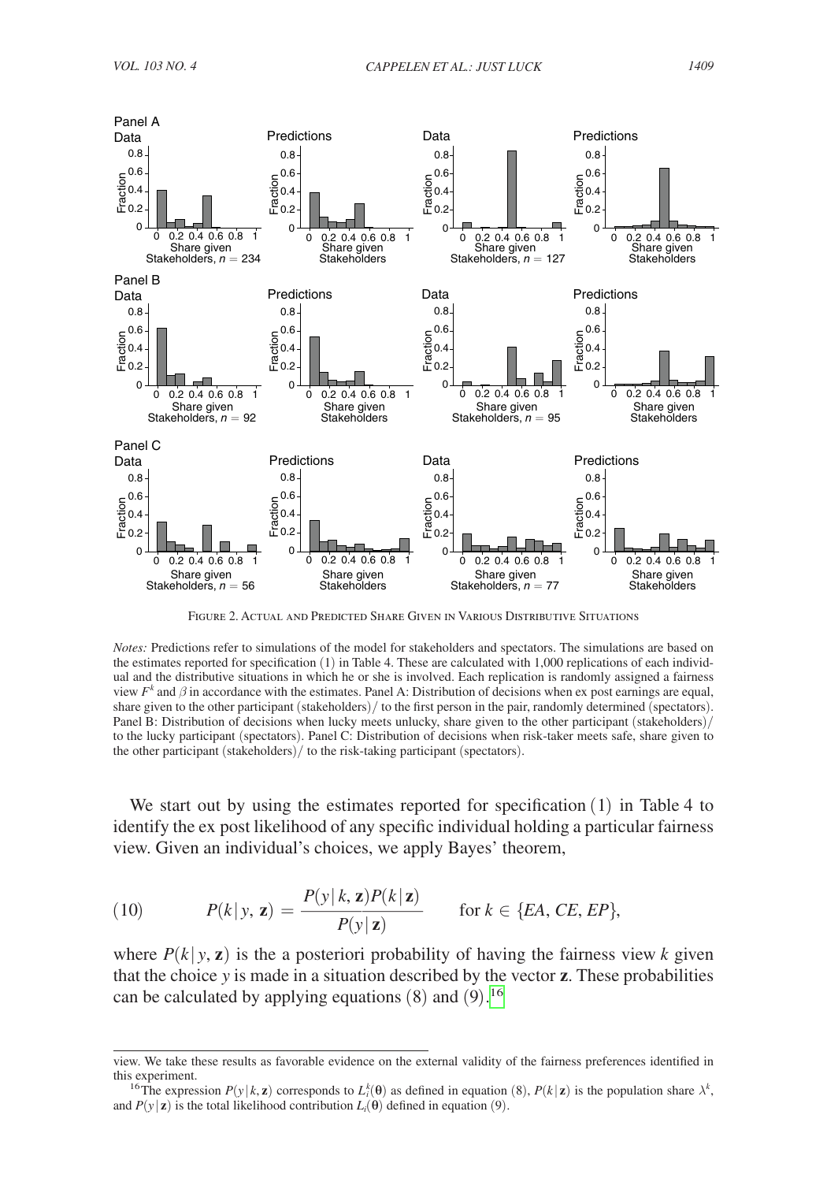Figure 2. Actual and Predicted Share Given in Various Distributive Situations

*Notes:* Predictions refer to simulations of the model for stakeholders and spectators. The simulations are based on the estimates reported for specification (1) in Table 4. These are calculated with 1,000 replications of each individual and the distributive situations in which he or she is involved. Each replication is randomly assigned a fairness view $F^k$ and $\beta$ in accordance with the estimates. Panel A: Distribution of decisions when ex post earnings are equal, share given to the other participant (stakeholders)/ to the first person in the pair, randomly determined (spectators). Panel B: Distribution of decisions when lucky meets unlucky, share given to the other participant (stakeholders)/ to the lucky participant (spectators). Panel C: Distribution of decisions when risk-taker meets safe, share given to the other participant (stakeholders)/ to the risk-taking participant (spectators).

We start out by using the estimates reported for specification (1) in Table 4 to identify the ex post likelihood of any specific individual holding a particular fairness view. Given an individual's choices, we apply Bayes' theorem,

$$(10) \qquad P(k \mid y, \mathbf{z}) = \frac{P(y \mid k, \mathbf{z}) P(k \mid \mathbf{z})}{P(y \mid \mathbf{z})} \qquad \text{for } k \in \{EA, CE, EP\},$$

where $P(k \mid y, \mathbf{z})$ is the a posteriori probability of having the fairness view $k$ given that the choice $y$ is made in a situation described by the vector $\mathbf{z}$. These probabilities can be calculated by applying equations (8) and (9).[16]

view. We take these results as favorable evidence on the external validity of the fairness preferences identified in this experiment.

[16] The expression $P(y \mid k, \mathbf{z})$ corresponds to $L_i^k(\boldsymbol{\theta})$ as defined in equation (8), $P(k \mid \mathbf{z})$ is the population share $\lambda^k$, and $P(y \mid \mathbf{z})$ is the total likelihood contribution $L_i(\boldsymbol{\theta})$ defined in equation (9).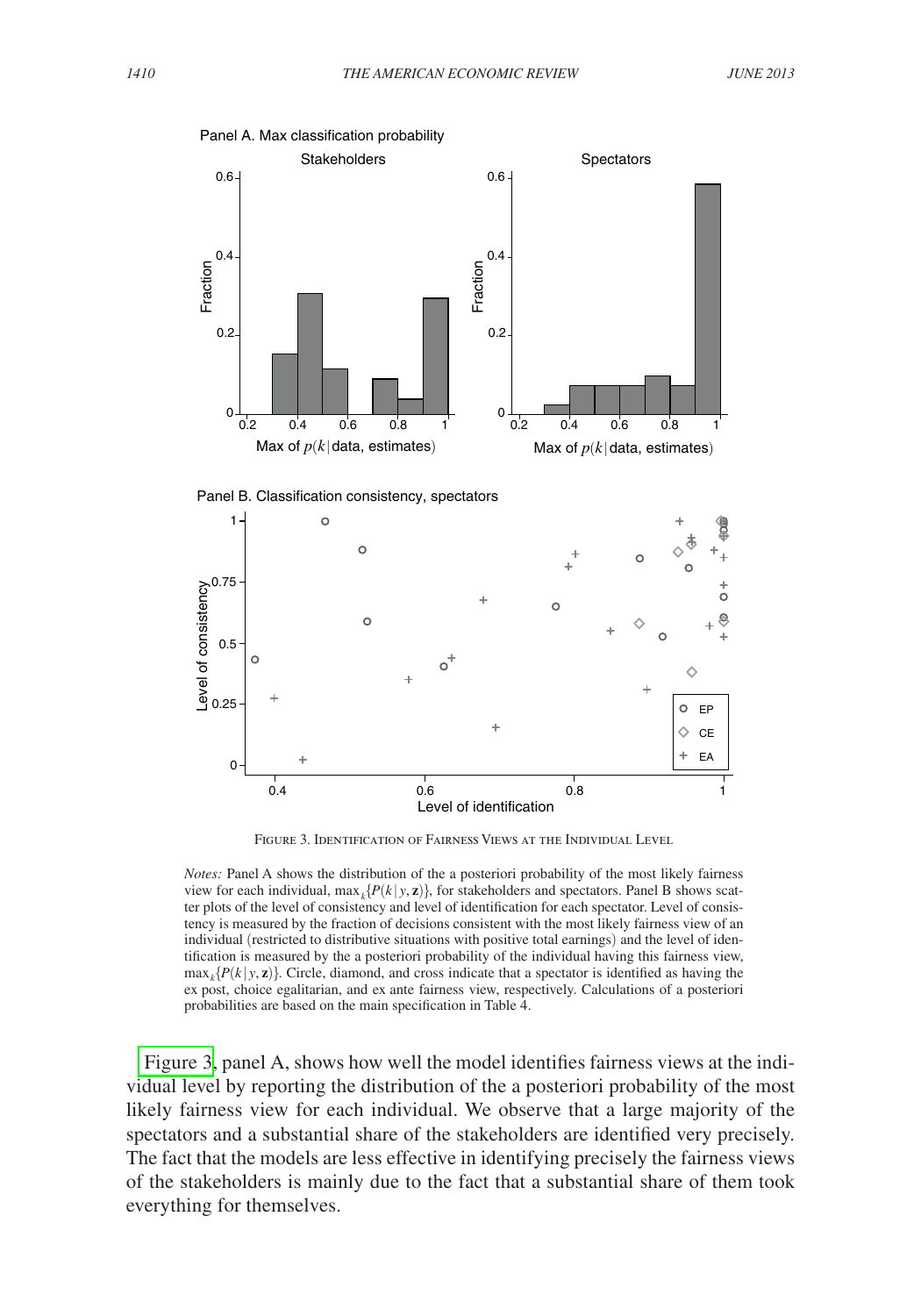Figure 3. Identification of Fairness Views at the Individual Level

*Notes:* Panel A shows the distribution of the a posteriori probability of the most likely fairness view for each individual, $\max_k\{P(k|y, \mathbf{z})\}$, for stakeholders and spectators. Panel B shows scatter plots of the level of consistency and level of identification for each spectator. Level of consistency is measured by the fraction of decisions consistent with the most likely fairness view of an individual (restricted to distributive situations with positive total earnings) and the level of identification is measured by the a posteriori probability of the individual having this fairness view, $\max_k\{P(k|y, \mathbf{z})\}$. Circle, diamond, and cross indicate that a spectator is identified as having the ex post, choice egalitarian, and ex ante fairness view, respectively. Calculations of a posteriori probabilities are based on the main specification in Table 4.

Figure 3, panel A, shows how well the model identifies fairness views at the individual level by reporting the distribution of the a posteriori probability of the most likely fairness view for each individual. We observe that a large majority of the spectators and a substantial share of the stakeholders are identified very precisely. The fact that the models are less effective in identifying precisely the fairness views of the stakeholders is mainly due to the fact that a substantial share of them took everything for themselves.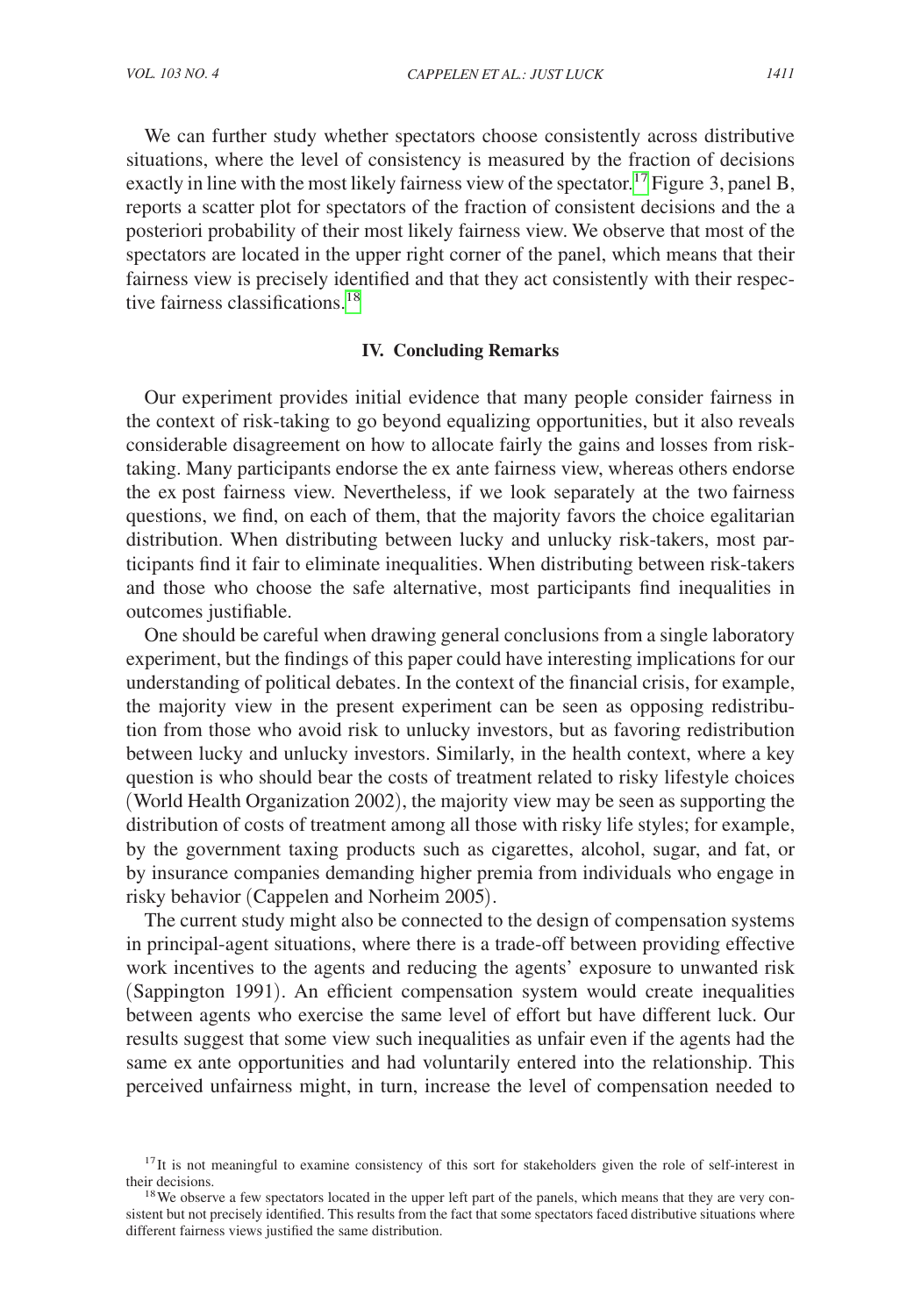We can further study whether spectators choose consistently across distributive situations, where the level of consistency is measured by the fraction of decisions exactly in line with the most likely fairness view of the spectator.[17] Figure 3, panel B, reports a scatter plot for spectators of the fraction of consistent decisions and the a posteriori probability of their most likely fairness view. We observe that most of the spectators are located in the upper right corner of the panel, which means that their fairness view is precisely identified and that they act consistently with their respective fairness classifications.[18]

## IV. Concluding Remarks

Our experiment provides initial evidence that many people consider fairness in the context of risk-taking to go beyond equalizing opportunities, but it also reveals considerable disagreement on how to allocate fairly the gains and losses from risk-taking. Many participants endorse the ex ante fairness view, whereas others endorse the ex post fairness view. Nevertheless, if we look separately at the two fairness questions, we find, on each of them, that the majority favors the choice egalitarian distribution. When distributing between lucky and unlucky risk-takers, most participants find it fair to eliminate inequalities. When distributing between risk-takers and those who choose the safe alternative, most participants find inequalities in outcomes justifiable.

One should be careful when drawing general conclusions from a single laboratory experiment, but the findings of this paper could have interesting implications for our understanding of political debates. In the context of the financial crisis, for example, the majority view in the present experiment can be seen as opposing redistribution from those who avoid risk to unlucky investors, but as favoring redistribution between lucky and unlucky investors. Similarly, in the health context, where a key question is who should bear the costs of treatment related to risky lifestyle choices (World Health Organization 2002), the majority view may be seen as supporting the distribution of costs of treatment among all those with risky life styles; for example, by the government taxing products such as cigarettes, alcohol, sugar, and fat, or by insurance companies demanding higher premia from individuals who engage in risky behavior (Cappelen and Norheim 2005).

The current study might also be connected to the design of compensation systems in principal-agent situations, where there is a trade-off between providing effective work incentives to the agents and reducing the agents' exposure to unwanted risk (Sappington 1991). An efficient compensation system would create inequalities between agents who exercise the same level of effort but have different luck. Our results suggest that some view such inequalities as unfair even if the agents had the same ex ante opportunities and had voluntarily entered into the relationship. This perceived unfairness might, in turn, increase the level of compensation needed to

[17] It is not meaningful to examine consistency of this sort for stakeholders given the role of self-interest in their decisions.

[18] We observe a few spectators located in the upper left part of the panels, which means that they are very consistent but not precisely identified. This results from the fact that some spectators faced distributive situations where different fairness views justified the same distribution.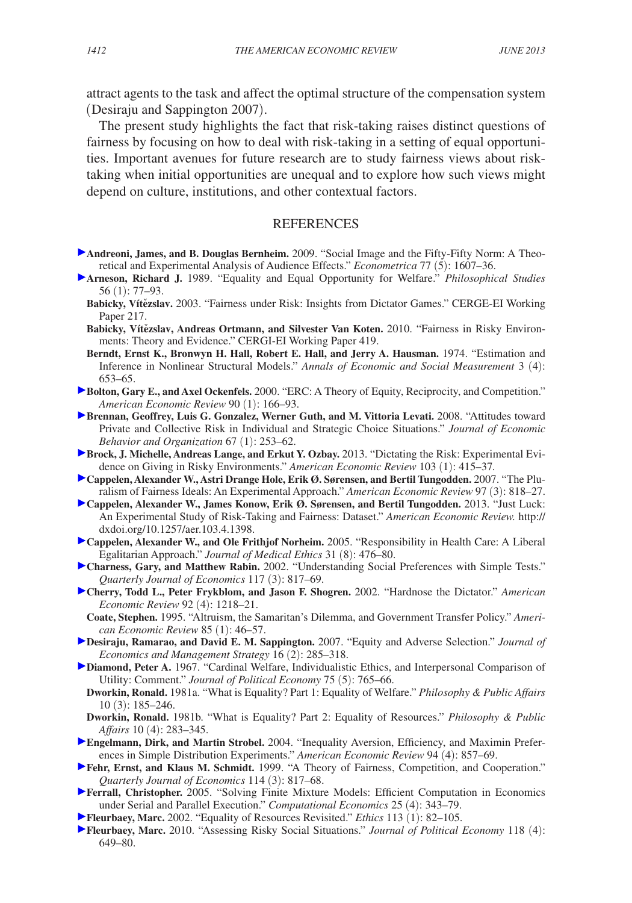attract agents to the task and affect the optimal structure of the compensation system (Desiraju and Sappington 2007).

The present study highlights the fact that risk-taking raises distinct questions of fairness by focusing on how to deal with risk-taking in a setting of equal opportunities. Important avenues for future research are to study fairness views about risk-taking when initial opportunities are unequal and to explore how such views might depend on culture, institutions, and other contextual factors.

## REFERENCES

**Andreoni, James, and B. Douglas Bernheim.** 2009. "Social Image and the Fifty-Fifty Norm: A Theoretical and Experimental Analysis of Audience Effects." *Econometrica* 77 (5): 1607–36.

**Arneson, Richard J.** 1989. "Equality and Equal Opportunity for Welfare." *Philosophical Studies* 56 (1): 77–93.

**Babicky, Vítězslav.** 2003. "Fairness under Risk: Insights from Dictator Games." CERGE-EI Working Paper 217.

**Babicky, Vítězslav, Andreas Ortmann, and Silvester Van Koten.** 2010. "Fairness in Risky Environments: Theory and Evidence." CERGI-EI Working Paper 419.

**Berndt, Ernst K., Bronwyn H. Hall, Robert E. Hall, and Jerry A. Hausman.** 1974. "Estimation and Inference in Nonlinear Structural Models." *Annals of Economic and Social Measurement* 3 (4): 653–65.

**Bolton, Gary E., and Axel Ockenfels.** 2000. "ERC: A Theory of Equity, Reciprocity, and Competition." *American Economic Review* 90 (1): 166–93.

**Brennan, Geoffrey, Luis G. Gonzalez, Werner Guth, and M. Vittoria Levati.** 2008. "Attitudes toward Private and Collective Risk in Individual and Strategic Choice Situations." *Journal of Economic Behavior and Organization* 67 (1): 253–62.

**Brock, J. Michelle, Andreas Lange, and Erkut Y. Ozbay.** 2013. "Dictating the Risk: Experimental Evidence on Giving in Risky Environments." *American Economic Review* 103 (1): 415–37.

**Cappelen, Alexander W., Astri Drange Hole, Erik Ø. Sørensen, and Bertil Tungodden.** 2007. "The Pluralism of Fairness Ideals: An Experimental Approach." *American Economic Review* 97 (3): 818–27.

**Cappelen, Alexander W., James Konow, Erik Ø. Sørensen, and Bertil Tungodden.** 2013. "Just Luck: An Experimental Study of Risk-Taking and Fairness: Dataset." *American Economic Review.* http://dxdoi.org/10.1257/aer.103.4.1398.

**Cappelen, Alexander W., and Ole Frithjof Norheim.** 2005. "Responsibility in Health Care: A Liberal Egalitarian Approach." *Journal of Medical Ethics* 31 (8): 476–80.

**Charness, Gary, and Matthew Rabin.** 2002. "Understanding Social Preferences with Simple Tests." *Quarterly Journal of Economics* 117 (3): 817–69.

**Cherry, Todd L., Peter Frykblom, and Jason F. Shogren.** 2002. "Hardnose the Dictator." *American Economic Review* 92 (4): 1218–21.

**Coate, Stephen.** 1995. "Altruism, the Samaritan's Dilemma, and Government Transfer Policy." *American Economic Review* 85 (1): 46–57.

**Desiraju, Ramarao, and David E. M. Sappington.** 2007. "Equity and Adverse Selection." *Journal of Economics and Management Strategy* 16 (2): 285–318.

**Diamond, Peter A.** 1967. "Cardinal Welfare, Individualistic Ethics, and Interpersonal Comparison of Utility: Comment." *Journal of Political Economy* 75 (5): 765–66.

**Dworkin, Ronald.** 1981a. "What is Equality? Part 1: Equality of Welfare." *Philosophy & Public Affairs* 10 (3): 185–246.

**Dworkin, Ronald.** 1981b. "What is Equality? Part 2: Equality of Resources." *Philosophy & Public Affairs* 10 (4): 283–345.

**Engelmann, Dirk, and Martin Strobel.** 2004. "Inequality Aversion, Efficiency, and Maximin Preferences in Simple Distribution Experiments." *American Economic Review* 94 (4): 857–69.

**Fehr, Ernst, and Klaus M. Schmidt.** 1999. "A Theory of Fairness, Competition, and Cooperation." *Quarterly Journal of Economics* 114 (3): 817–68.

**Ferrall, Christopher.** 2005. "Solving Finite Mixture Models: Efficient Computation in Economics under Serial and Parallel Execution." *Computational Economics* 25 (4): 343–79.

**Fleurbaey, Marc.** 2002. "Equality of Resources Revisited." *Ethics* 113 (1): 82–105.

**Fleurbaey, Marc.** 2010. "Assessing Risky Social Situations." *Journal of Political Economy* 118 (4): 649–80.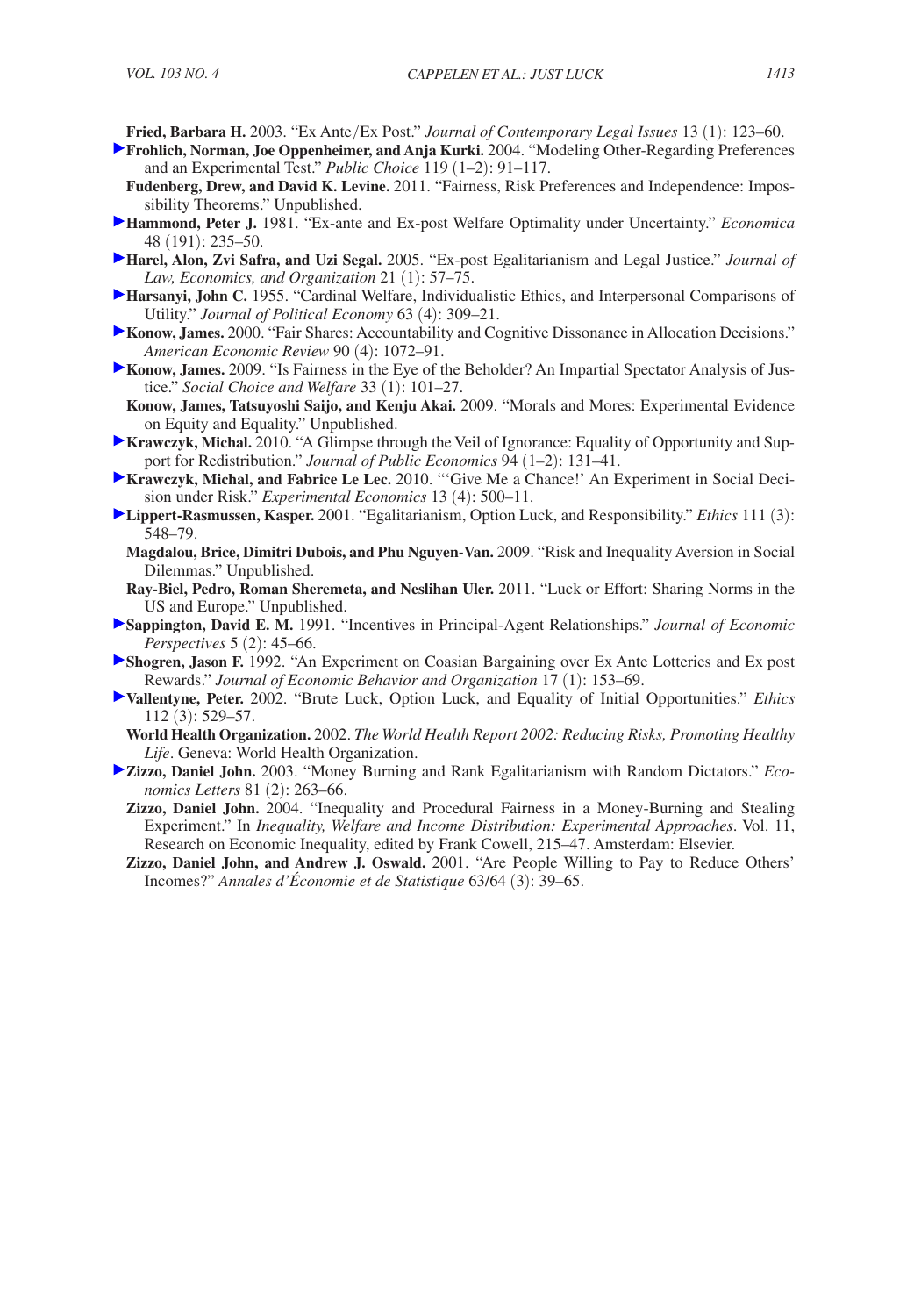**Fried, Barbara H.** 2003. "Ex Ante/Ex Post." *Journal of Contemporary Legal Issues* 13 (1): 123–60.

**Frohlich, Norman, Joe Oppenheimer, and Anja Kurki.** 2004. "Modeling Other-Regarding Preferences and an Experimental Test." *Public Choice* 119 (1–2): 91–117.

**Fudenberg, Drew, and David K. Levine.** 2011. "Fairness, Risk Preferences and Independence: Impossibility Theorems." Unpublished.

**Hammond, Peter J.** 1981. "Ex-ante and Ex-post Welfare Optimality under Uncertainty." *Economica* 48 (191): 235–50.

**Harel, Alon, Zvi Safra, and Uzi Segal.** 2005. "Ex-post Egalitarianism and Legal Justice." *Journal of Law, Economics, and Organization* 21 (1): 57–75.

**Harsanyi, John C.** 1955. "Cardinal Welfare, Individualistic Ethics, and Interpersonal Comparisons of Utility." *Journal of Political Economy* 63 (4): 309–21.

**Konow, James.** 2000. "Fair Shares: Accountability and Cognitive Dissonance in Allocation Decisions." *American Economic Review* 90 (4): 1072–91.

**Konow, James.** 2009. "Is Fairness in the Eye of the Beholder? An Impartial Spectator Analysis of Justice." *Social Choice and Welfare* 33 (1): 101–27.

**Konow, James, Tatsuyoshi Saijo, and Kenju Akai.** 2009. "Morals and Mores: Experimental Evidence on Equity and Equality." Unpublished.

**Krawczyk, Michal.** 2010. "A Glimpse through the Veil of Ignorance: Equality of Opportunity and Support for Redistribution." *Journal of Public Economics* 94 (1–2): 131–41.

**Krawczyk, Michal, and Fabrice Le Lec.** 2010. "'Give Me a Chance!' An Experiment in Social Decision under Risk." *Experimental Economics* 13 (4): 500–11.

**Lippert-Rasmussen, Kasper.** 2001. "Egalitarianism, Option Luck, and Responsibility." *Ethics* 111 (3): 548–79.

**Magdalou, Brice, Dimitri Dubois, and Phu Nguyen-Van.** 2009. "Risk and Inequality Aversion in Social Dilemmas." Unpublished.

**Ray-Biel, Pedro, Roman Sheremeta, and Neslihan Uler.** 2011. "Luck or Effort: Sharing Norms in the US and Europe." Unpublished.

**Sappington, David E. M.** 1991. "Incentives in Principal-Agent Relationships." *Journal of Economic Perspectives* 5 (2): 45–66.

**Shogren, Jason F.** 1992. "An Experiment on Coasian Bargaining over Ex Ante Lotteries and Ex post Rewards." *Journal of Economic Behavior and Organization* 17 (1): 153–69.

**Vallentyne, Peter.** 2002. "Brute Luck, Option Luck, and Equality of Initial Opportunities." *Ethics* 112 (3): 529–57.

**World Health Organization.** 2002. *The World Health Report 2002: Reducing Risks, Promoting Healthy Life*. Geneva: World Health Organization.

**Zizzo, Daniel John.** 2003. "Money Burning and Rank Egalitarianism with Random Dictators." *Economics Letters* 81 (2): 263–66.

**Zizzo, Daniel John.** 2004. "Inequality and Procedural Fairness in a Money-Burning and Stealing Experiment." In *Inequality, Welfare and Income Distribution: Experimental Approaches*. Vol. 11, Research on Economic Inequality, edited by Frank Cowell, 215–47. Amsterdam: Elsevier.

**Zizzo, Daniel John, and Andrew J. Oswald.** 2001. "Are People Willing to Pay to Reduce Others' Incomes?" *Annales d'Économie et de Statistique* 63/64 (3): 39–65.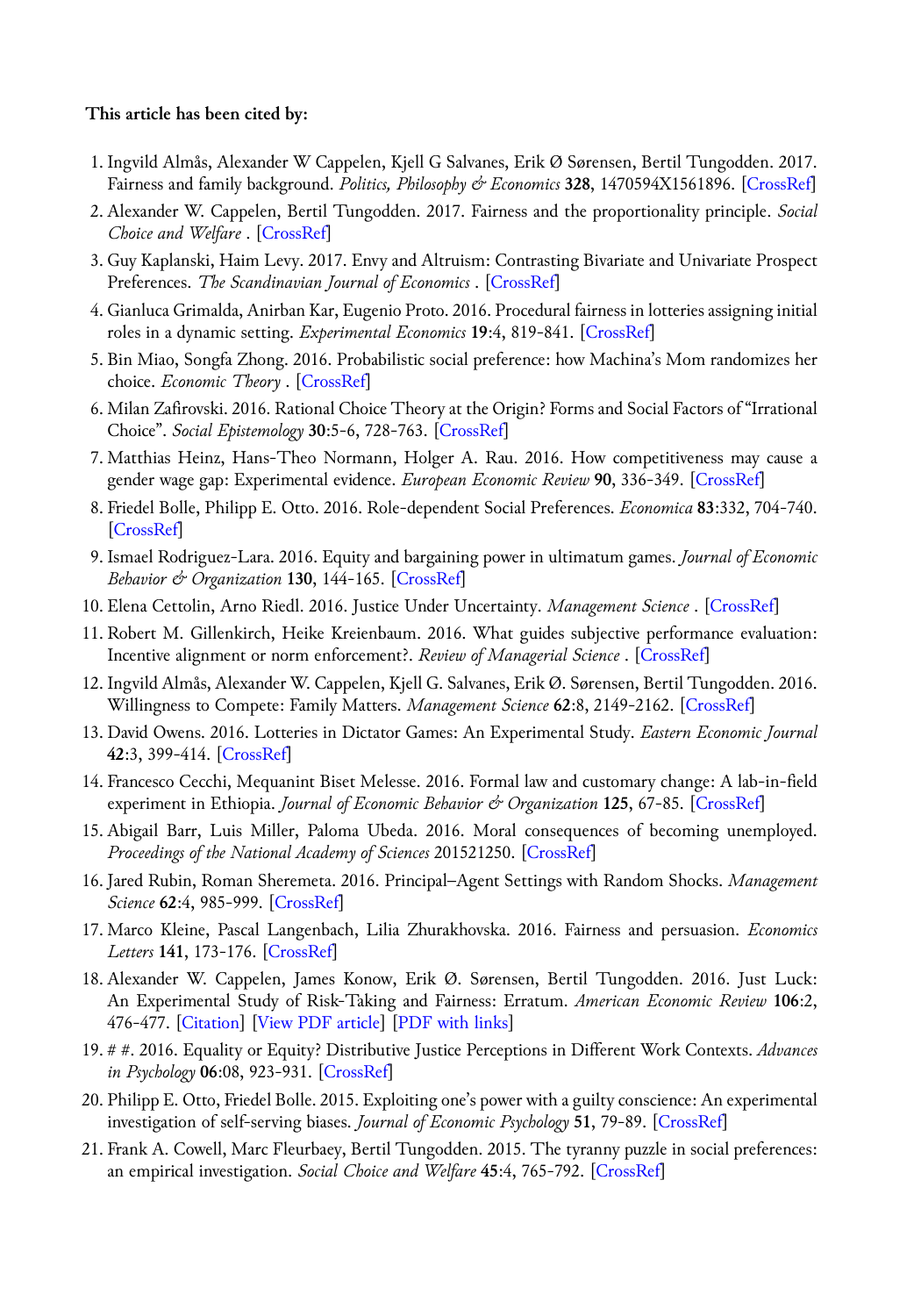**This article has been cited by:**

1. Ingvild Almås, Alexander W Cappelen, Kjell G Salvanes, Erik Ø Sørensen, Bertil Tungodden. 2017. Fairness and family background. *Politics, Philosophy & Economics* **328**, 1470594X1561896. [CrossRef]
2. Alexander W. Cappelen, Bertil Tungodden. 2017. Fairness and the proportionality principle. *Social Choice and Welfare* . [CrossRef]
3. Guy Kaplanski, Haim Levy. 2017. Envy and Altruism: Contrasting Bivariate and Univariate Prospect Preferences. *The Scandinavian Journal of Economics* . [CrossRef]
4. Gianluca Grimalda, Anirban Kar, Eugenio Proto. 2016. Procedural fairness in lotteries assigning initial roles in a dynamic setting. *Experimental Economics* **19**:4, 819-841. [CrossRef]
5. Bin Miao, Songfa Zhong. 2016. Probabilistic social preference: how Machina's Mom randomizes her choice. *Economic Theory* . [CrossRef]
6. Milan Zafirovski. 2016. Rational Choice Theory at the Origin? Forms and Social Factors of "Irrational Choice". *Social Epistemology* **30**:5-6, 728-763. [CrossRef]
7. Matthias Heinz, Hans-Theo Normann, Holger A. Rau. 2016. How competitiveness may cause a gender wage gap: Experimental evidence. *European Economic Review* **90**, 336-349. [CrossRef]
8. Friedel Bolle, Philipp E. Otto. 2016. Role-dependent Social Preferences. *Economica* **83**:332, 704-740. [CrossRef]
9. Ismael Rodriguez-Lara. 2016. Equity and bargaining power in ultimatum games. *Journal of Economic Behavior & Organization* **130**, 144-165. [CrossRef]
10. Elena Cettolin, Arno Riedl. 2016. Justice Under Uncertainty. *Management Science* . [CrossRef]
11. Robert M. Gillenkirch, Heike Kreienbaum. 2016. What guides subjective performance evaluation: Incentive alignment or norm enforcement?. *Review of Managerial Science* . [CrossRef]
12. Ingvild Almås, Alexander W. Cappelen, Kjell G. Salvanes, Erik Ø. Sørensen, Bertil Tungodden. 2016. Willingness to Compete: Family Matters. *Management Science* **62**:8, 2149-2162. [CrossRef]
13. David Owens. 2016. Lotteries in Dictator Games: An Experimental Study. *Eastern Economic Journal* **42**:3, 399-414. [CrossRef]
14. Francesco Cecchi, Mequanint Biset Melesse. 2016. Formal law and customary change: A lab-in-field experiment in Ethiopia. *Journal of Economic Behavior & Organization* **125**, 67-85. [CrossRef]
15. Abigail Barr, Luis Miller, Paloma Ubeda. 2016. Moral consequences of becoming unemployed. *Proceedings of the National Academy of Sciences* 201521250. [CrossRef]
16. Jared Rubin, Roman Sheremeta. 2016. Principal–Agent Settings with Random Shocks. *Management Science* **62**:4, 985-999. [CrossRef]
17. Marco Kleine, Pascal Langenbach, Lilia Zhurakhovska. 2016. Fairness and persuasion. *Economics Letters* **141**, 173-176. [CrossRef]
18. Alexander W. Cappelen, James Konow, Erik Ø. Sørensen, Bertil Tungodden. 2016. Just Luck: An Experimental Study of Risk-Taking and Fairness: Erratum. *American Economic Review* **106**:2, 476-477. [Citation] [View PDF article] [PDF with links]
19. # #. 2016. Equality or Equity? Distributive Justice Perceptions in Different Work Contexts. *Advances in Psychology* **06**:08, 923-931. [CrossRef]
20. Philipp E. Otto, Friedel Bolle. 2015. Exploiting one's power with a guilty conscience: An experimental investigation of self-serving biases. *Journal of Economic Psychology* **51**, 79-89. [CrossRef]
21. Frank A. Cowell, Marc Fleurbaey, Bertil Tungodden. 2015. The tyranny puzzle in social preferences: an empirical investigation. *Social Choice and Welfare* **45**:4, 765-792. [CrossRef]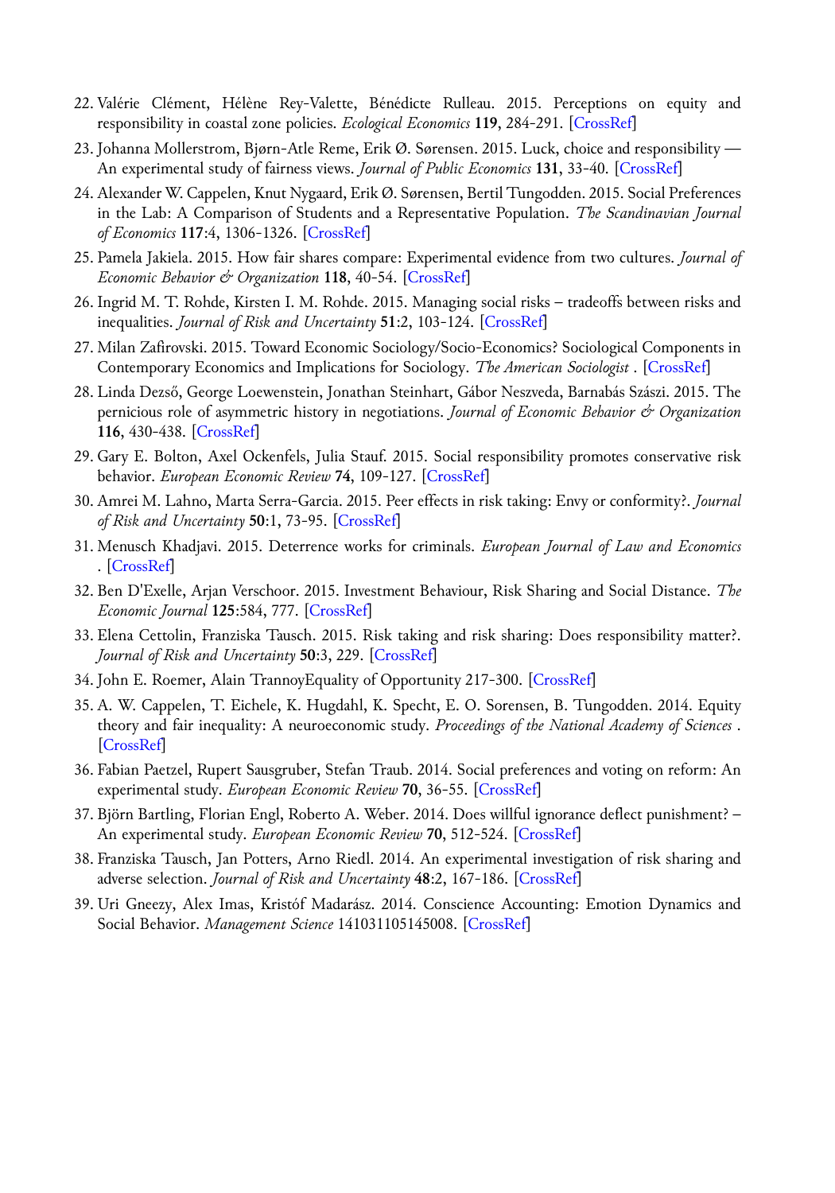22. Valérie Clément, Hélène Rey-Valette, Bénédicte Rulleau. 2015. Perceptions on equity and responsibility in coastal zone policies. *Ecological Economics* **119**, 284-291. [CrossRef]
23. Johanna Mollerstrom, Bjørn-Atle Reme, Erik Ø. Sørensen. 2015. Luck, choice and responsibility — An experimental study of fairness views. *Journal of Public Economics* **131**, 33-40. [CrossRef]
24. Alexander W. Cappelen, Knut Nygaard, Erik Ø. Sørensen, Bertil Tungodden. 2015. Social Preferences in the Lab: A Comparison of Students and a Representative Population. *The Scandinavian Journal of Economics* **117**:4, 1306-1326. [CrossRef]
25. Pamela Jakiela. 2015. How fair shares compare: Experimental evidence from two cultures. *Journal of Economic Behavior & Organization* **118**, 40-54. [CrossRef]
26. Ingrid M. T. Rohde, Kirsten I. M. Rohde. 2015. Managing social risks – tradeoffs between risks and inequalities. *Journal of Risk and Uncertainty* **51**:2, 103-124. [CrossRef]
27. Milan Zafirovski. 2015. Toward Economic Sociology/Socio-Economics? Sociological Components in Contemporary Economics and Implications for Sociology. *The American Sociologist* . [CrossRef]
28. Linda Dezső, George Loewenstein, Jonathan Steinhart, Gábor Neszveda, Barnabás Szászi. 2015. The pernicious role of asymmetric history in negotiations. *Journal of Economic Behavior & Organization* **116**, 430-438. [CrossRef]
29. Gary E. Bolton, Axel Ockenfels, Julia Stauf. 2015. Social responsibility promotes conservative risk behavior. *European Economic Review* **74**, 109-127. [CrossRef]
30. Amrei M. Lahno, Marta Serra-Garcia. 2015. Peer effects in risk taking: Envy or conformity?. *Journal of Risk and Uncertainty* **50**:1, 73-95. [CrossRef]
31. Menusch Khadjavi. 2015. Deterrence works for criminals. *European Journal of Law and Economics* . [CrossRef]
32. Ben D'Exelle, Arjan Verschoor. 2015. Investment Behaviour, Risk Sharing and Social Distance. *The Economic Journal* **125**:584, 777. [CrossRef]
33. Elena Cettolin, Franziska Tausch. 2015. Risk taking and risk sharing: Does responsibility matter?. *Journal of Risk and Uncertainty* **50**:3, 229. [CrossRef]
34. John E. Roemer, Alain TrannoyEquality of Opportunity 217-300. [CrossRef]
35. A. W. Cappelen, T. Eichele, K. Hugdahl, K. Specht, E. O. Sorensen, B. Tungodden. 2014. Equity theory and fair inequality: A neuroeconomic study. *Proceedings of the National Academy of Sciences* . [CrossRef]
36. Fabian Paetzel, Rupert Sausgruber, Stefan Traub. 2014. Social preferences and voting on reform: An experimental study. *European Economic Review* **70**, 36-55. [CrossRef]
37. Björn Bartling, Florian Engl, Roberto A. Weber. 2014. Does willful ignorance deflect punishment? – An experimental study. *European Economic Review* **70**, 512-524. [CrossRef]
38. Franziska Tausch, Jan Potters, Arno Riedl. 2014. An experimental investigation of risk sharing and adverse selection. *Journal of Risk and Uncertainty* **48**:2, 167-186. [CrossRef]
39. Uri Gneezy, Alex Imas, Kristóf Madarász. 2014. Conscience Accounting: Emotion Dynamics and Social Behavior. *Management Science* 141031105145008. [CrossRef]